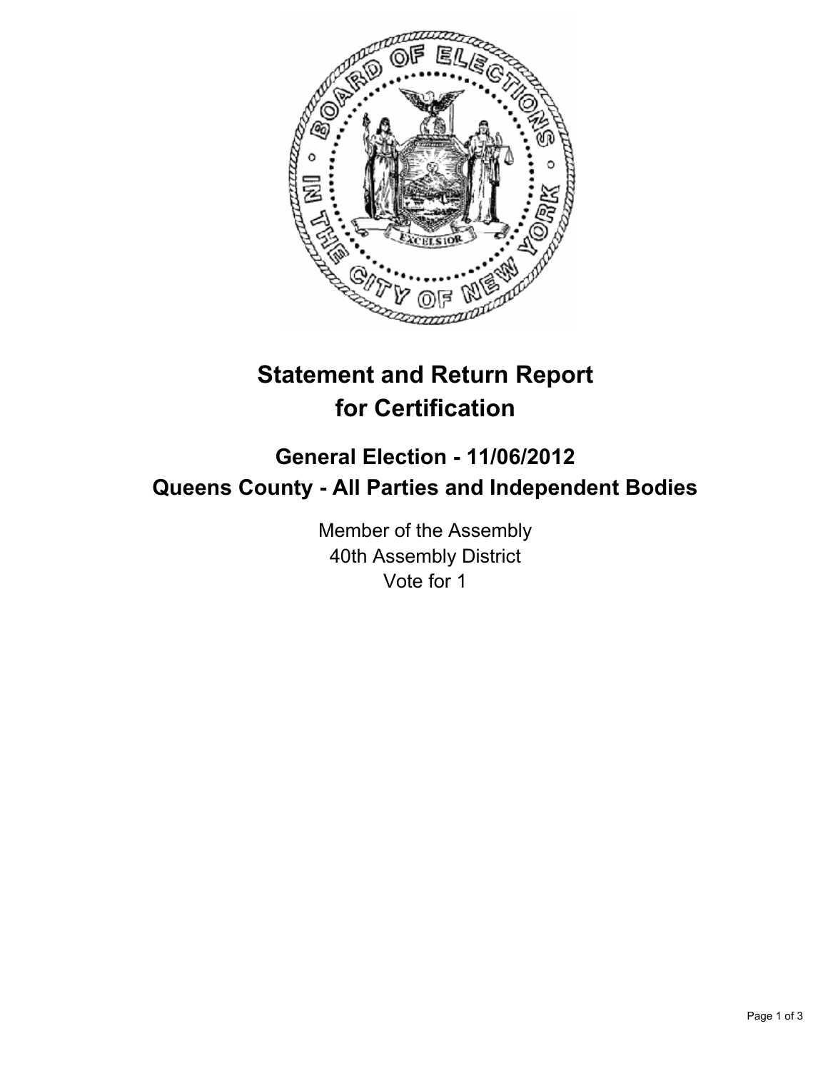# Statement and Return Report for Certification

## General Election - 11/06/2012
## Queens County - All Parties and Independent Bodies

Member of the Assembly
40th Assembly District
Vote for 1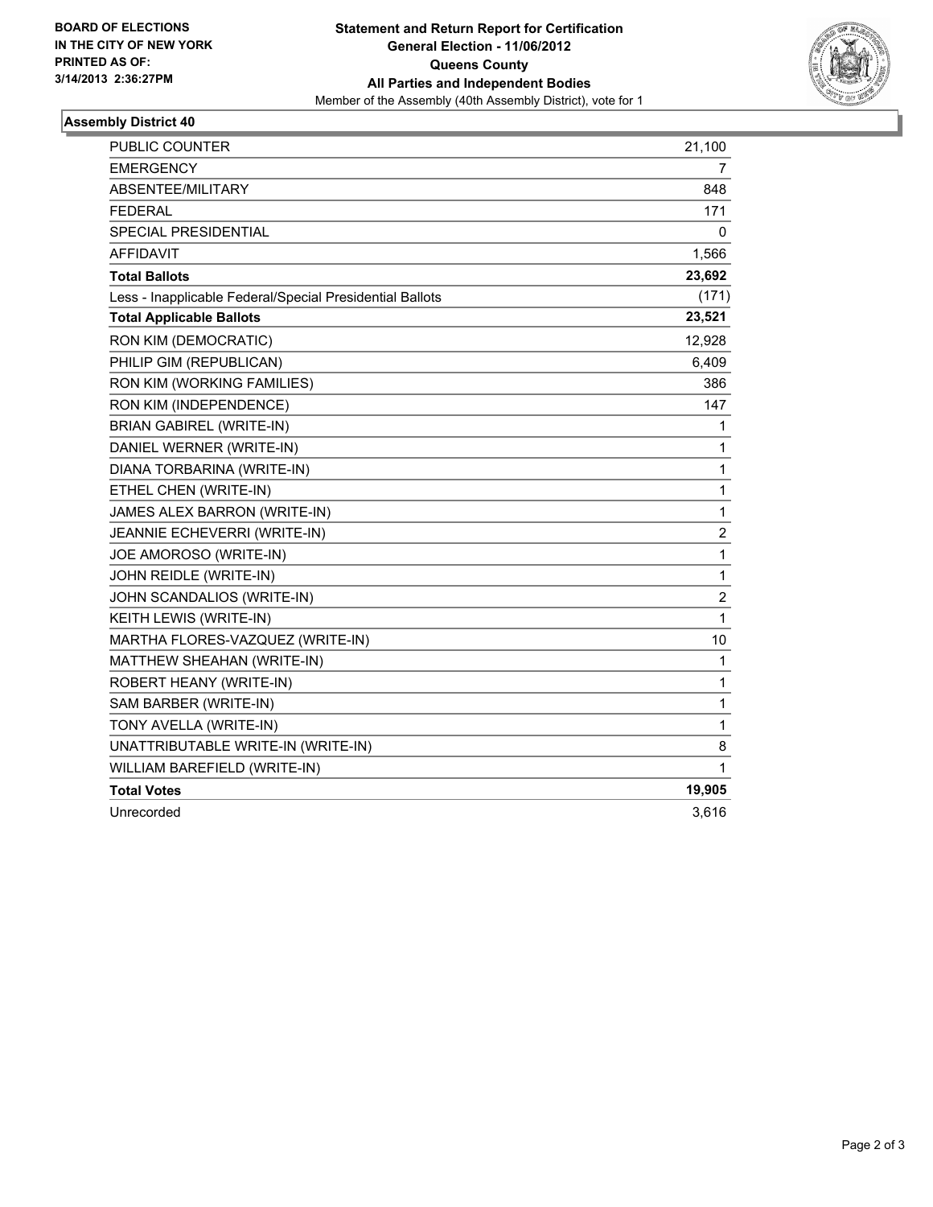**BOARD OF ELECTIONS IN THE CITY OF NEW YORK PRINTED AS OF: 3/14/2013 2:36:27PM**

# Statement and Return Report for Certification
## General Election - 11/06/2012
## Queens County
## All Parties and Independent Bodies
Member of the Assembly (40th Assembly District), vote for 1

### Assembly District 40

| | |
|---|---|
| PUBLIC COUNTER | 21,100 |
| EMERGENCY | 7 |
| ABSENTEE/MILITARY | 848 |
| FEDERAL | 171 |
| SPECIAL PRESIDENTIAL | 0 |
| AFFIDAVIT | 1,566 |
| **Total Ballots** | **23,692** |
| Less - Inapplicable Federal/Special Presidential Ballots | (171) |
| **Total Applicable Ballots** | **23,521** |
| RON KIM (DEMOCRATIC) | 12,928 |
| PHILIP GIM (REPUBLICAN) | 6,409 |
| RON KIM (WORKING FAMILIES) | 386 |
| RON KIM (INDEPENDENCE) | 147 |
| BRIAN GABIREL (WRITE-IN) | 1 |
| DANIEL WERNER (WRITE-IN) | 1 |
| DIANA TORBARINA (WRITE-IN) | 1 |
| ETHEL CHEN (WRITE-IN) | 1 |
| JAMES ALEX BARRON (WRITE-IN) | 1 |
| JEANNIE ECHEVERRI (WRITE-IN) | 2 |
| JOE AMOROSO (WRITE-IN) | 1 |
| JOHN REIDLE (WRITE-IN) | 1 |
| JOHN SCANDALIOS (WRITE-IN) | 2 |
| KEITH LEWIS (WRITE-IN) | 1 |
| MARTHA FLORES-VAZQUEZ (WRITE-IN) | 10 |
| MATTHEW SHEAHAN (WRITE-IN) | 1 |
| ROBERT HEANY (WRITE-IN) | 1 |
| SAM BARBER (WRITE-IN) | 1 |
| TONY AVELLA (WRITE-IN) | 1 |
| UNATTRIBUTABLE WRITE-IN (WRITE-IN) | 8 |
| WILLIAM BAREFIELD (WRITE-IN) | 1 |
| **Total Votes** | **19,905** |
| Unrecorded | 3,616 |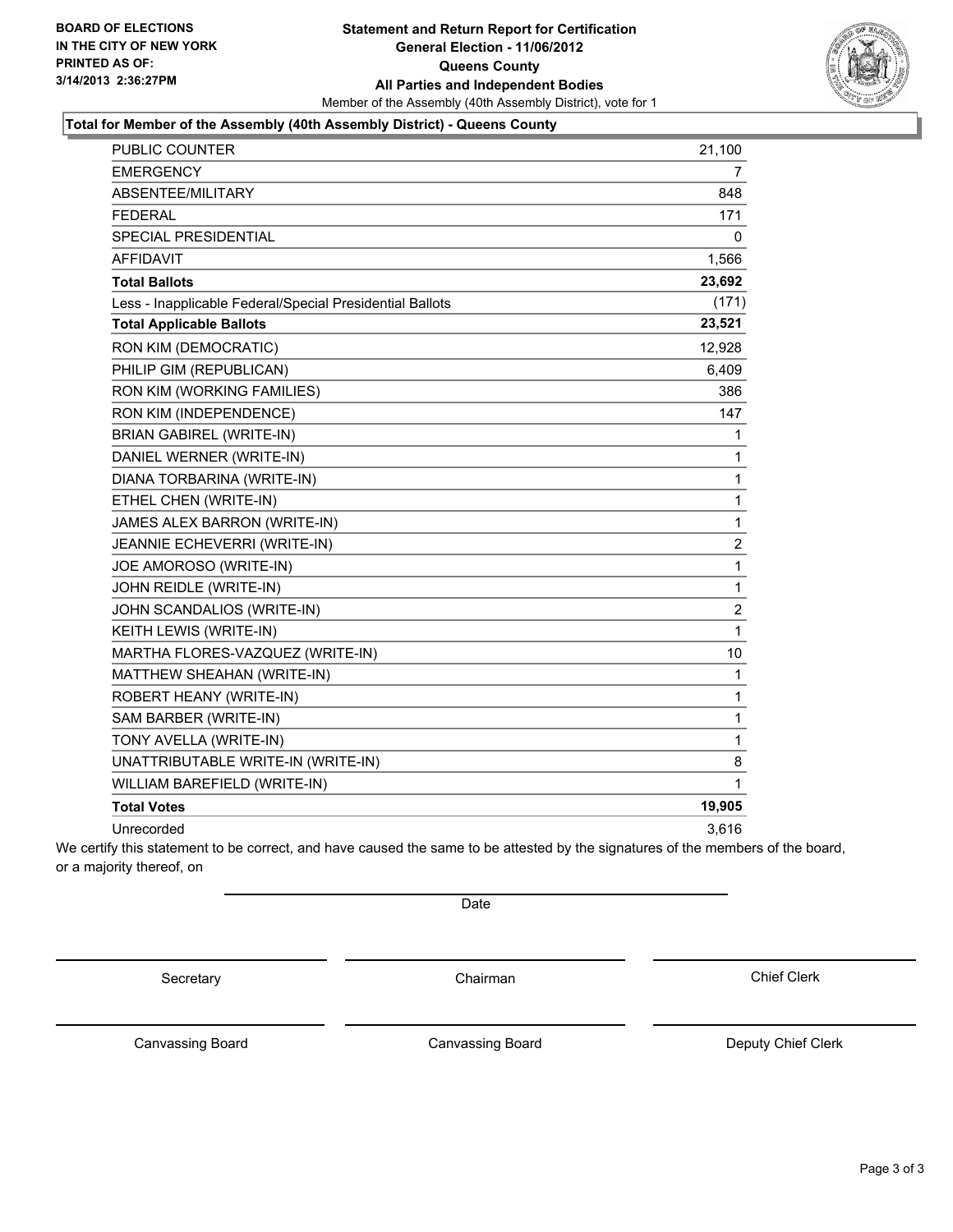**BOARD OF ELECTIONS IN THE CITY OF NEW YORK PRINTED AS OF: 3/14/2013 2:36:27PM**

**Statement and Return Report for Certification**
**General Election - 11/06/2012**
**Queens County**
**All Parties and Independent Bodies**
Member of the Assembly (40th Assembly District), vote for 1

**Total for Member of the Assembly (40th Assembly District) - Queens County**

| | |
|---|---|
| PUBLIC COUNTER | 21,100 |
| EMERGENCY | 7 |
| ABSENTEE/MILITARY | 848 |
| FEDERAL | 171 |
| SPECIAL PRESIDENTIAL | 0 |
| AFFIDAVIT | 1,566 |
| **Total Ballots** | **23,692** |
| Less - Inapplicable Federal/Special Presidential Ballots | (171) |
| **Total Applicable Ballots** | **23,521** |
| RON KIM (DEMOCRATIC) | 12,928 |
| PHILIP GIM (REPUBLICAN) | 6,409 |
| RON KIM (WORKING FAMILIES) | 386 |
| RON KIM (INDEPENDENCE) | 147 |
| BRIAN GABIREL (WRITE-IN) | 1 |
| DANIEL WERNER (WRITE-IN) | 1 |
| DIANA TORBARINA (WRITE-IN) | 1 |
| ETHEL CHEN (WRITE-IN) | 1 |
| JAMES ALEX BARRON (WRITE-IN) | 1 |
| JEANNIE ECHEVERRI (WRITE-IN) | 2 |
| JOE AMOROSO (WRITE-IN) | 1 |
| JOHN REIDLE (WRITE-IN) | 1 |
| JOHN SCANDALIOS (WRITE-IN) | 2 |
| KEITH LEWIS (WRITE-IN) | 1 |
| MARTHA FLORES-VAZQUEZ (WRITE-IN) | 10 |
| MATTHEW SHEAHAN (WRITE-IN) | 1 |
| ROBERT HEANY (WRITE-IN) | 1 |
| SAM BARBER (WRITE-IN) | 1 |
| TONY AVELLA (WRITE-IN) | 1 |
| UNATTRIBUTABLE WRITE-IN (WRITE-IN) | 8 |
| WILLIAM BAREFIELD (WRITE-IN) | 1 |
| **Total Votes** | **19,905** |
| Unrecorded | 3,616 |

We certify this statement to be correct, and have caused the same to be attested by the signatures of the members of the board, or a majority thereof, on

Date

Secretary | Chairman | Chief Clerk

Canvassing Board | Canvassing Board | Deputy Chief Clerk